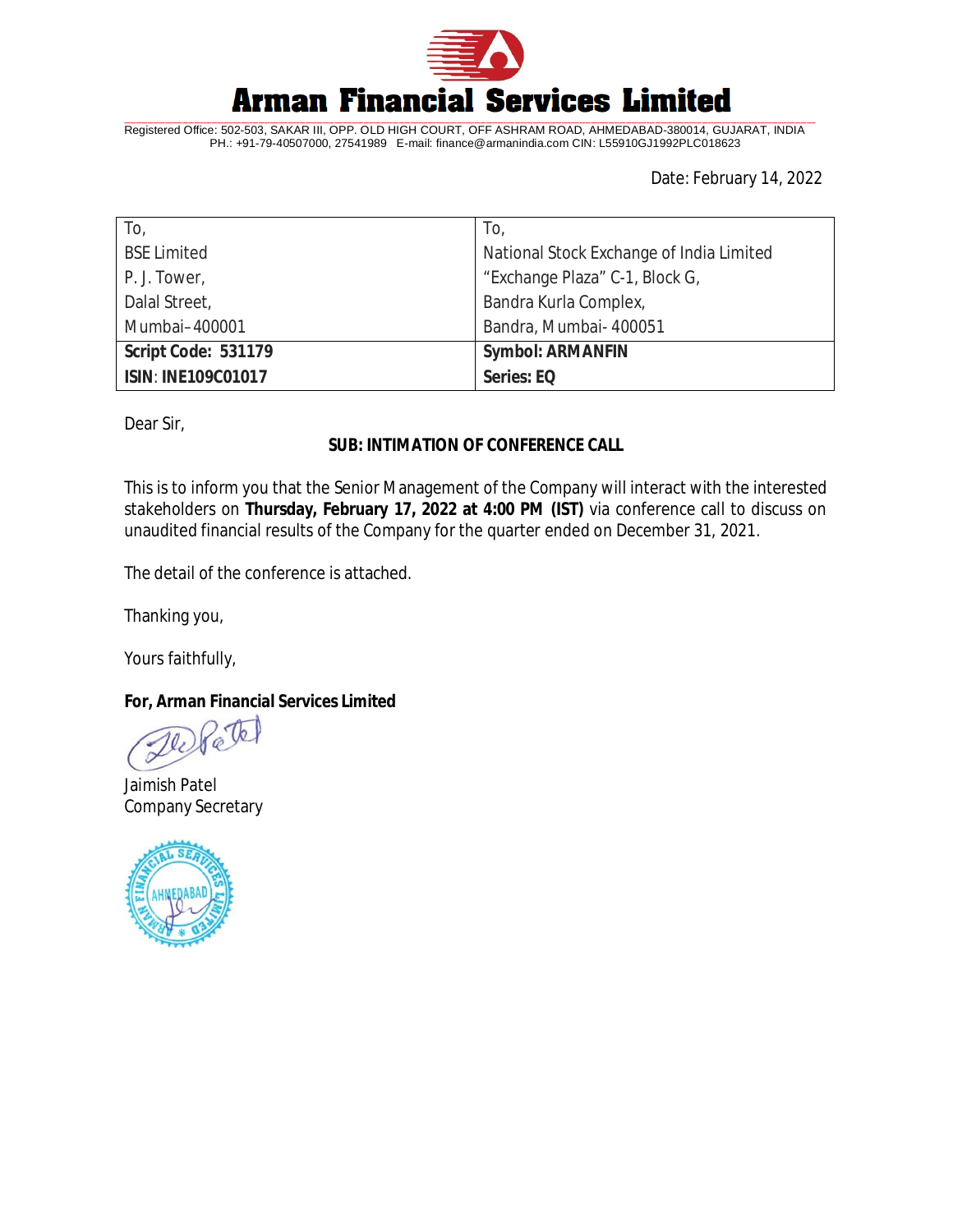# Arman Financial Services Limited

Registered Office: 502-503, SAKAR III, OPP. OLD HIGH COURT, OFF ASHRAM ROAD, AHMEDABAD-380014, GUJARAT, INDIA
PH.: +91-79-40507000, 27541989 E-mail: finance@armanindia.com CIN: L55910GJ1992PLC018623

Date: February 14, 2022

| To, | To, |
|---|---|
| BSE Limited | National Stock Exchange of India Limited |
| P. J. Tower, | "Exchange Plaza" C-1, Block G, |
| Dalal Street, | Bandra Kurla Complex, |
| Mumbai–400001 | Bandra, Mumbai- 400051 |
| **Script Code: 531179** | **Symbol: ARMANFIN** |
| **ISIN**: **INE109C01017** | **Series: EQ** |

Dear Sir,

**SUB: INTIMATION OF CONFERENCE CALL**

This is to inform you that the Senior Management of the Company will interact with the interested stakeholders on **Thursday, February 17, 2022 at 4:00 PM (IST)** via conference call to discuss on unaudited financial results of the Company for the quarter ended on December 31, 2021.

The detail of the conference is attached.

Thanking you,

Yours faithfully,

**For, Arman Financial Services Limited**

Jaimish Patel
Company Secretary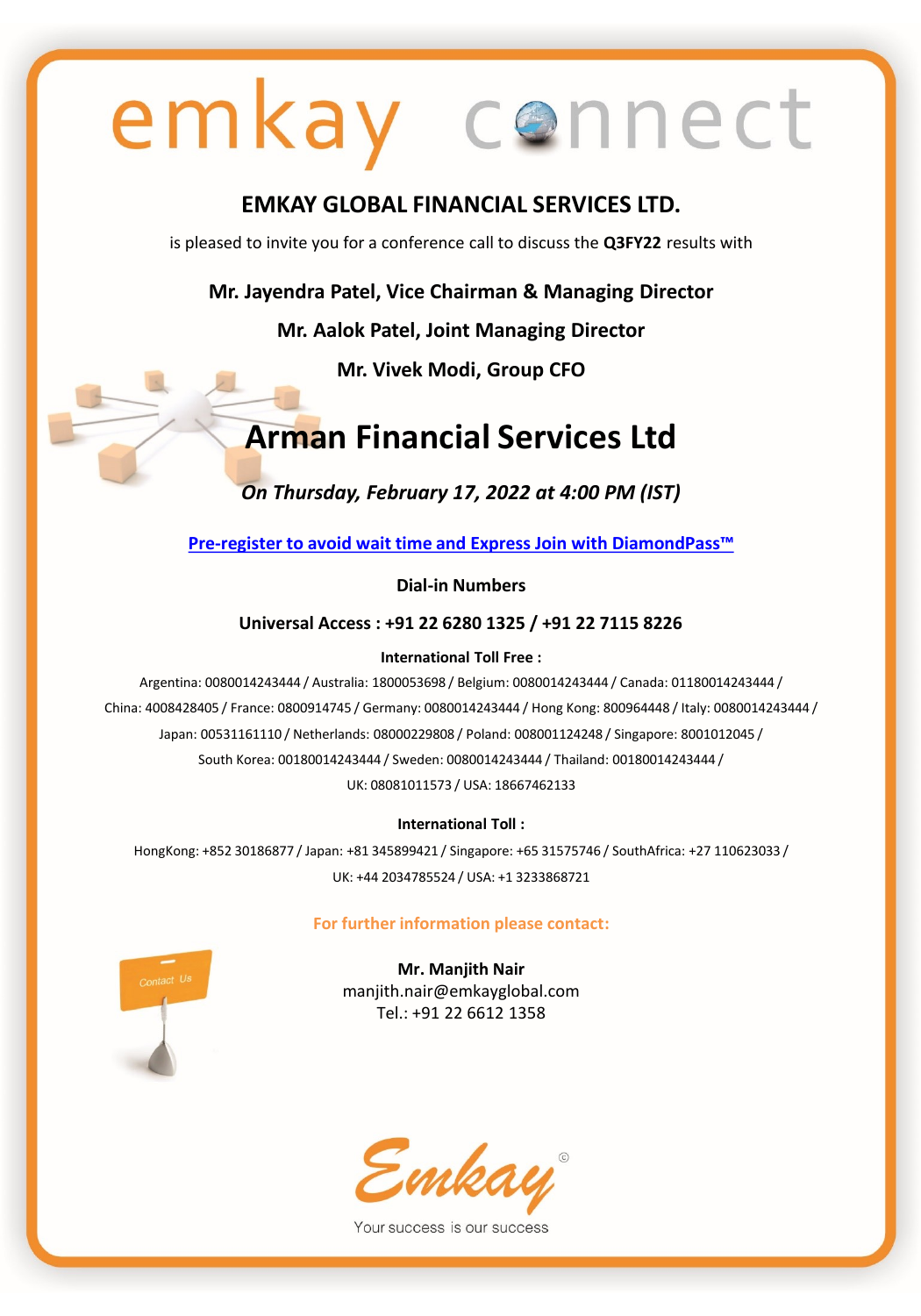emkay connect

## EMKAY GLOBAL FINANCIAL SERVICES LTD.

is pleased to invite you for a conference call to discuss the **Q3FY22** results with

**Mr. Jayendra Patel, Vice Chairman & Managing Director**

**Mr. Aalok Patel, Joint Managing Director**

**Mr. Vivek Modi, Group CFO**

# Arman Financial Services Ltd

***On Thursday, February 17, 2022 at 4:00 PM (IST)***

Pre-register to avoid wait time and Express Join with DiamondPass™

**Dial-in Numbers**

**Universal Access : +91 22 6280 1325 / +91 22 7115 8226**

**International Toll Free :**

Argentina: 0080014243444 / Australia: 1800053698 / Belgium: 0080014243444 / Canada: 01180014243444 / China: 4008428405 / France: 0800914745 / Germany: 0080014243444 / Hong Kong: 800964448 / Italy: 0080014243444 / Japan: 00531161110 / Netherlands: 08000229808 / Poland: 008001124248 / Singapore: 8001012045 / South Korea: 00180014243444 / Sweden: 0080014243444 / Thailand: 00180014243444 / UK: 08081011573 / USA: 18667462133

**International Toll :**

HongKong: +852 30186877 / Japan: +81 345899421 / Singapore: +65 31575746 / SouthAfrica: +27 110623033 / UK: +44 2034785524 / USA: +1 3233868721

**For further information please contact:**

Contact Us

**Mr. Manjith Nair**
manjith.nair@emkayglobal.com
Tel.: +91 22 6612 1358

Emkay©
Your success is our success